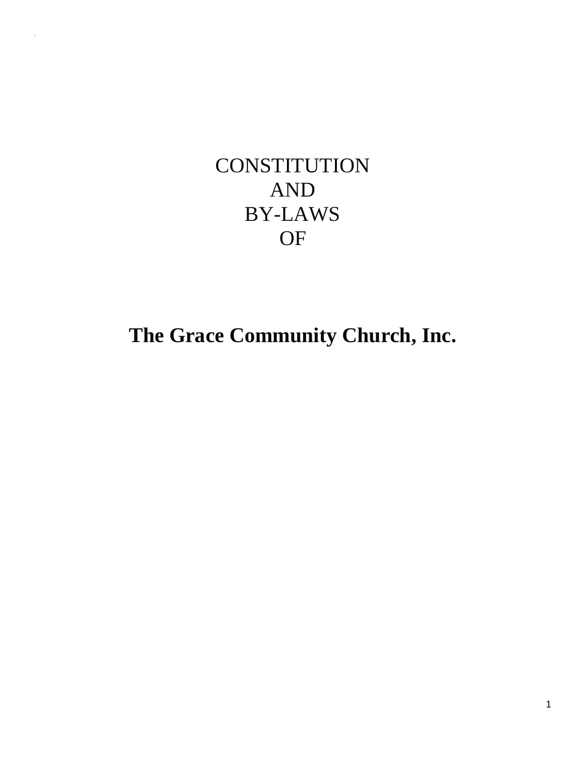# CONSTITUTION
# AND
# BY-LAWS
# OF

**The Grace Community Church, Inc.**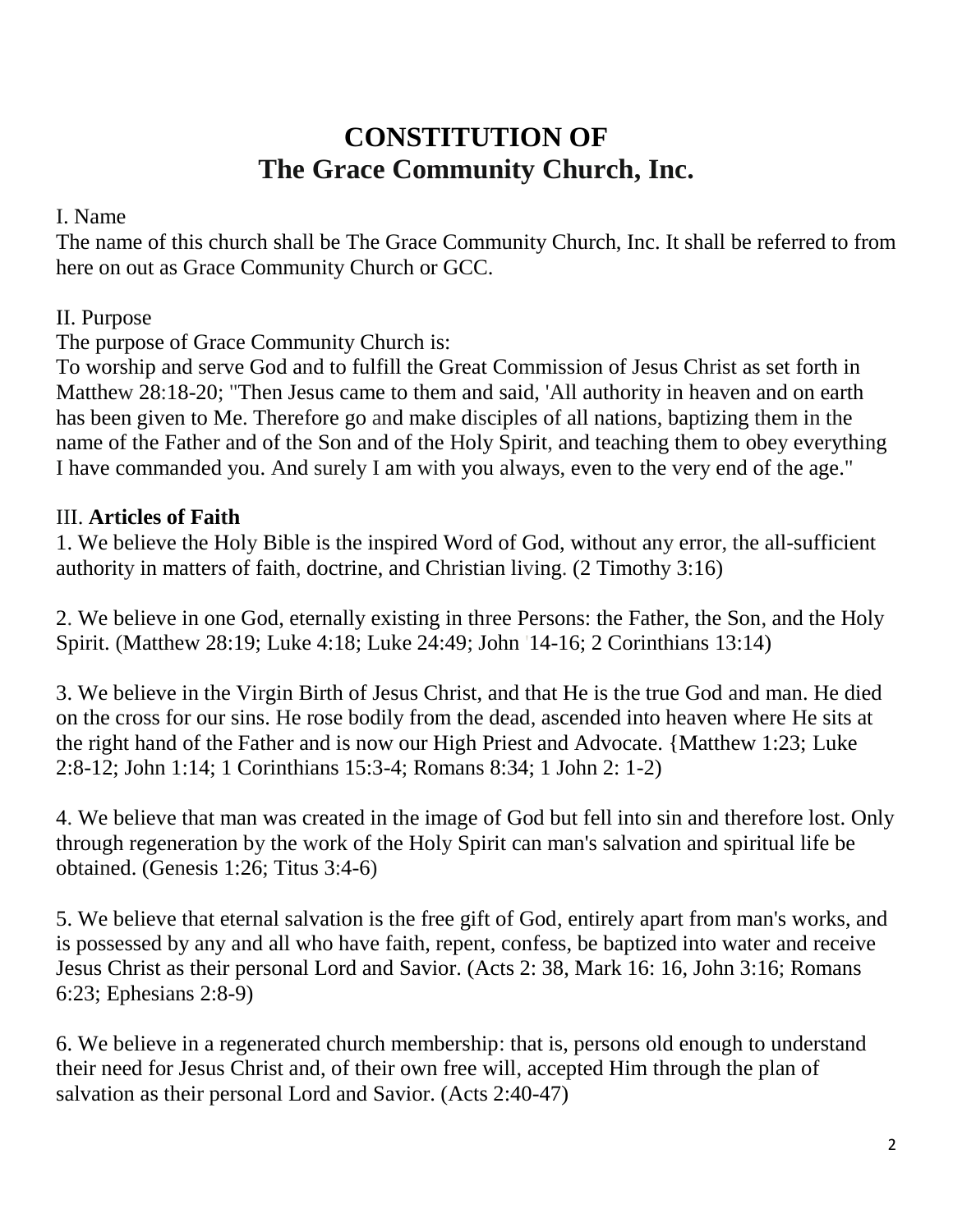# CONSTITUTION OF
# The Grace Community Church, Inc.

I. Name

The name of this church shall be The Grace Community Church, Inc. It shall be referred to from here on out as Grace Community Church or GCC.

II. Purpose

The purpose of Grace Community Church is:

To worship and serve God and to fulfill the Great Commission of Jesus Christ as set forth in Matthew 28:18-20; "Then Jesus came to them and said, 'All authority in heaven and on earth has been given to Me. Therefore go and make disciples of all nations, baptizing them in the name of the Father and of the Son and of the Holy Spirit, and teaching them to obey everything I have commanded you. And surely I am with you always, even to the very end of the age."

III. **Articles of Faith**

1. We believe the Holy Bible is the inspired Word of God, without any error, the all-sufficient authority in matters of faith, doctrine, and Christian living. (2 Timothy 3:16)

2. We believe in one God, eternally existing in three Persons: the Father, the Son, and the Holy Spirit. (Matthew 28:19; Luke 4:18; Luke 24:49; John 14-16; 2 Corinthians 13:14)

3. We believe in the Virgin Birth of Jesus Christ, and that He is the true God and man. He died on the cross for our sins. He rose bodily from the dead, ascended into heaven where He sits at the right hand of the Father and is now our High Priest and Advocate. {Matthew 1:23; Luke 2:8-12; John 1:14; 1 Corinthians 15:3-4; Romans 8:34; 1 John 2: 1-2)

4. We believe that man was created in the image of God but fell into sin and therefore lost. Only through regeneration by the work of the Holy Spirit can man's salvation and spiritual life be obtained. (Genesis 1:26; Titus 3:4-6)

5. We believe that eternal salvation is the free gift of God, entirely apart from man's works, and is possessed by any and all who have faith, repent, confess, be baptized into water and receive Jesus Christ as their personal Lord and Savior. (Acts 2: 38, Mark 16: 16, John 3:16; Romans 6:23; Ephesians 2:8-9)

6. We believe in a regenerated church membership: that is, persons old enough to understand their need for Jesus Christ and, of their own free will, accepted Him through the plan of salvation as their personal Lord and Savior. (Acts 2:40-47)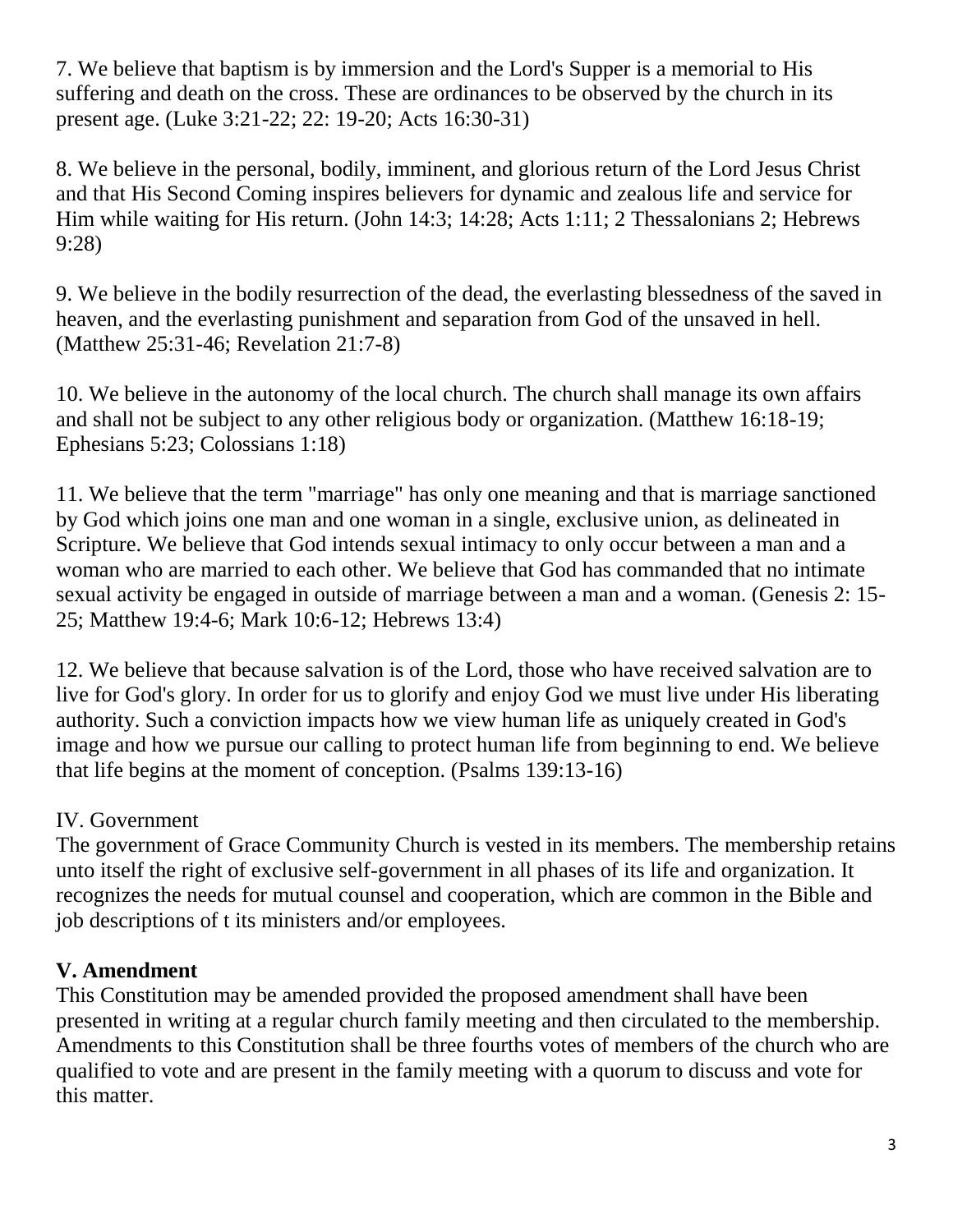7. We believe that baptism is by immersion and the Lord's Supper is a memorial to His suffering and death on the cross. These are ordinances to be observed by the church in its present age. (Luke 3:21-22; 22: 19-20; Acts 16:30-31)

8. We believe in the personal, bodily, imminent, and glorious return of the Lord Jesus Christ and that His Second Coming inspires believers for dynamic and zealous life and service for Him while waiting for His return. (John 14:3; 14:28; Acts 1:11; 2 Thessalonians 2; Hebrews 9:28)

9. We believe in the bodily resurrection of the dead, the everlasting blessedness of the saved in heaven, and the everlasting punishment and separation from God of the unsaved in hell. (Matthew 25:31-46; Revelation 21:7-8)

10. We believe in the autonomy of the local church. The church shall manage its own affairs and shall not be subject to any other religious body or organization. (Matthew 16:18-19; Ephesians 5:23; Colossians 1:18)

11. We believe that the term "marriage" has only one meaning and that is marriage sanctioned by God which joins one man and one woman in a single, exclusive union, as delineated in Scripture. We believe that God intends sexual intimacy to only occur between a man and a woman who are married to each other. We believe that God has commanded that no intimate sexual activity be engaged in outside of marriage between a man and a woman. (Genesis 2: 15-25; Matthew 19:4-6; Mark 10:6-12; Hebrews 13:4)

12. We believe that because salvation is of the Lord, those who have received salvation are to live for God's glory. In order for us to glorify and enjoy God we must live under His liberating authority. Such a conviction impacts how we view human life as uniquely created in God's image and how we pursue our calling to protect human life from beginning to end. We believe that life begins at the moment of conception. (Psalms 139:13-16)

IV. Government

The government of Grace Community Church is vested in its members. The membership retains unto itself the right of exclusive self-government in all phases of its life and organization. It recognizes the needs for mutual counsel and cooperation, which are common in the Bible and job descriptions of t its ministers and/or employees.

## V. Amendment

This Constitution may be amended provided the proposed amendment shall have been presented in writing at a regular church family meeting and then circulated to the membership. Amendments to this Constitution shall be three fourths votes of members of the church who are qualified to vote and are present in the family meeting with a quorum to discuss and vote for this matter.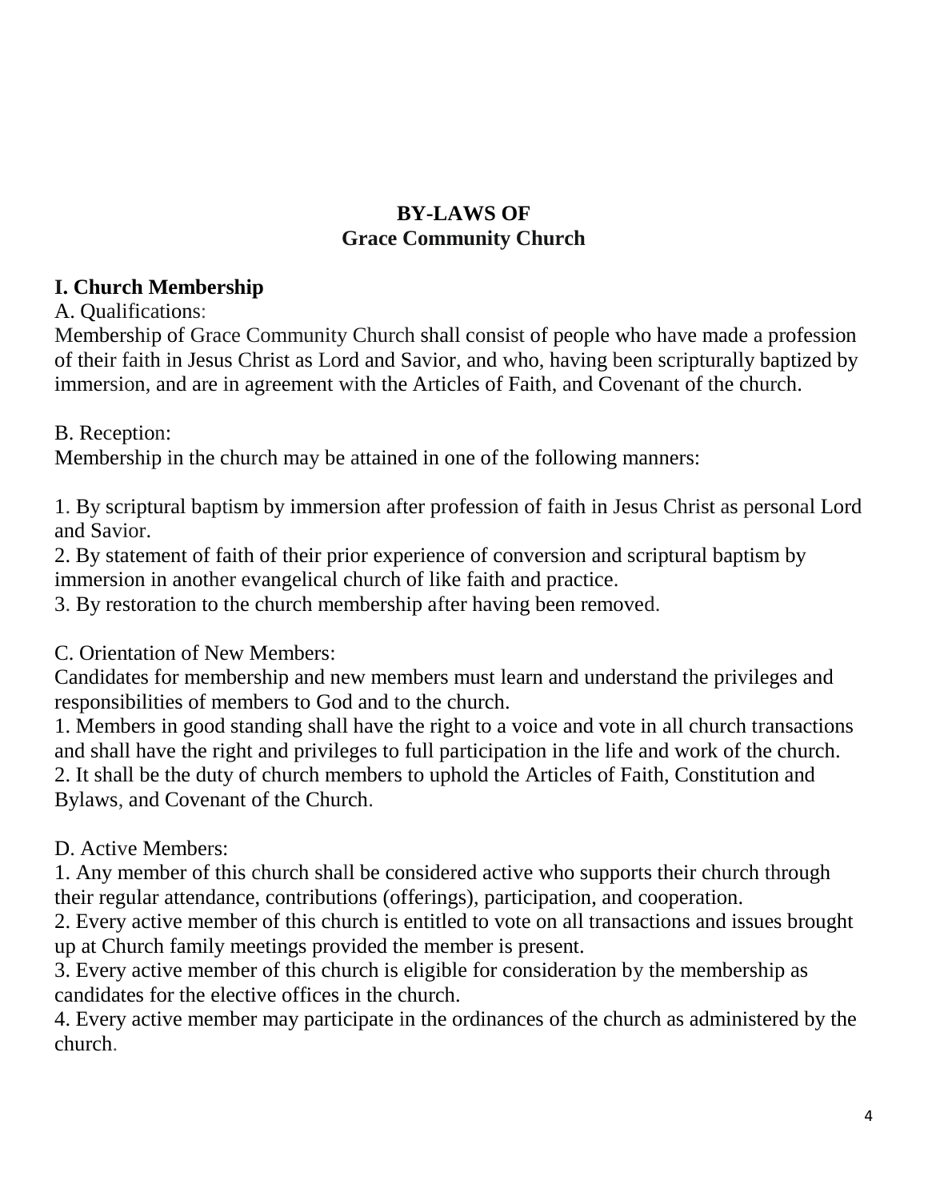# BY-LAWS OF
# Grace Community Church

## I. Church Membership

A. Qualifications:

Membership of Grace Community Church shall consist of people who have made a profession of their faith in Jesus Christ as Lord and Savior, and who, having been scripturally baptized by immersion, and are in agreement with the Articles of Faith, and Covenant of the church.

B. Reception:

Membership in the church may be attained in one of the following manners:

1. By scriptural baptism by immersion after profession of faith in Jesus Christ as personal Lord and Savior.
2. By statement of faith of their prior experience of conversion and scriptural baptism by immersion in another evangelical church of like faith and practice.
3. By restoration to the church membership after having been removed.

C. Orientation of New Members:

Candidates for membership and new members must learn and understand the privileges and responsibilities of members to God and to the church.

1. Members in good standing shall have the right to a voice and vote in all church transactions and shall have the right and privileges to full participation in the life and work of the church.
2. It shall be the duty of church members to uphold the Articles of Faith, Constitution and Bylaws, and Covenant of the Church.

D. Active Members:

1. Any member of this church shall be considered active who supports their church through their regular attendance, contributions (offerings), participation, and cooperation.
2. Every active member of this church is entitled to vote on all transactions and issues brought up at Church family meetings provided the member is present.
3. Every active member of this church is eligible for consideration by the membership as candidates for the elective offices in the church.
4. Every active member may participate in the ordinances of the church as administered by the church.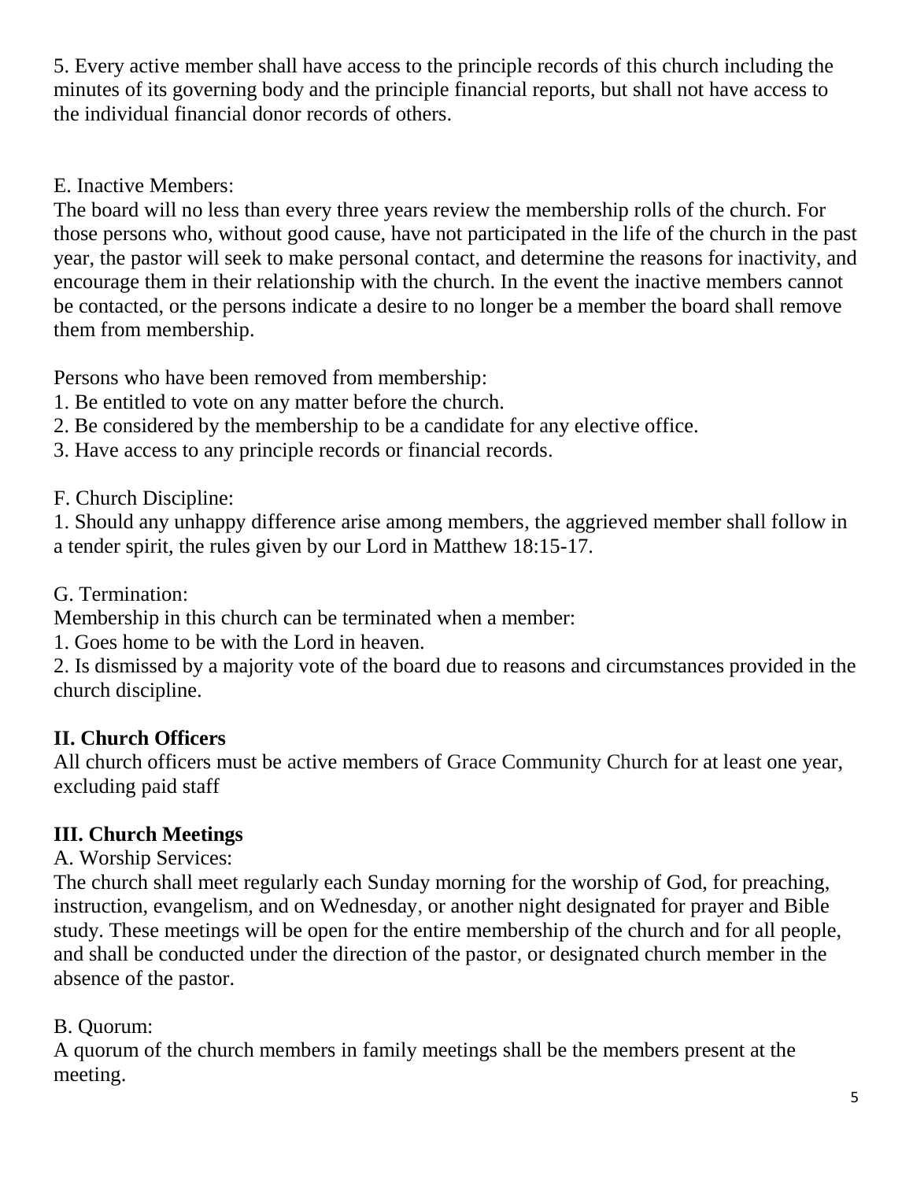5. Every active member shall have access to the principle records of this church including the minutes of its governing body and the principle financial reports, but shall not have access to the individual financial donor records of others.

E. Inactive Members:

The board will no less than every three years review the membership rolls of the church. For those persons who, without good cause, have not participated in the life of the church in the past year, the pastor will seek to make personal contact, and determine the reasons for inactivity, and encourage them in their relationship with the church. In the event the inactive members cannot be contacted, or the persons indicate a desire to no longer be a member the board shall remove them from membership.

Persons who have been removed from membership:

1. Be entitled to vote on any matter before the church.
2. Be considered by the membership to be a candidate for any elective office.
3. Have access to any principle records or financial records.

F. Church Discipline:

1. Should any unhappy difference arise among members, the aggrieved member shall follow in a tender spirit, the rules given by our Lord in Matthew 18:15-17.

G. Termination:

Membership in this church can be terminated when a member:

1. Goes home to be with the Lord in heaven.
2. Is dismissed by a majority vote of the board due to reasons and circumstances provided in the church discipline.

## II. Church Officers

All church officers must be active members of Grace Community Church for at least one year, excluding paid staff

## III. Church Meetings

A. Worship Services:

The church shall meet regularly each Sunday morning for the worship of God, for preaching, instruction, evangelism, and on Wednesday, or another night designated for prayer and Bible study. These meetings will be open for the entire membership of the church and for all people, and shall be conducted under the direction of the pastor, or designated church member in the absence of the pastor.

B. Quorum:

A quorum of the church members in family meetings shall be the members present at the meeting.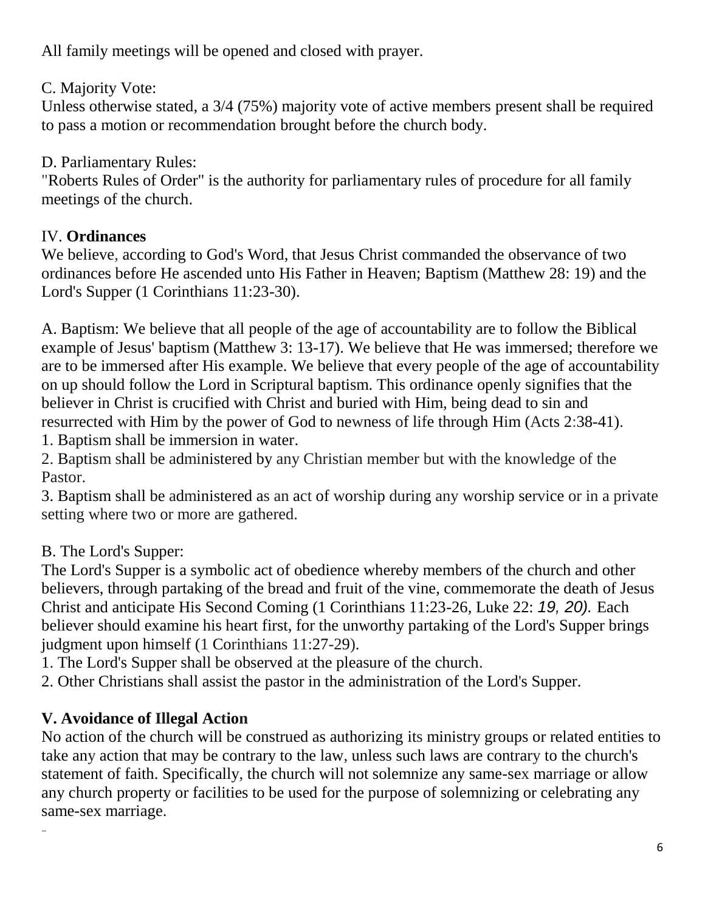All family meetings will be opened and closed with prayer.

C. Majority Vote:
Unless otherwise stated, a 3/4 (75%) majority vote of active members present shall be required to pass a motion or recommendation brought before the church body.

D. Parliamentary Rules:
"Roberts Rules of Order" is the authority for parliamentary rules of procedure for all family meetings of the church.

## IV. **Ordinances**

We believe, according to God's Word, that Jesus Christ commanded the observance of two ordinances before He ascended unto His Father in Heaven; Baptism (Matthew 28: 19) and the Lord's Supper (1 Corinthians 11:23-30).

A. Baptism: We believe that all people of the age of accountability are to follow the Biblical example of Jesus' baptism (Matthew 3: 13-17). We believe that He was immersed; therefore we are to be immersed after His example. We believe that every people of the age of accountability on up should follow the Lord in Scriptural baptism. This ordinance openly signifies that the believer in Christ is crucified with Christ and buried with Him, being dead to sin and resurrected with Him by the power of God to newness of life through Him (Acts 2:38-41).
1. Baptism shall be immersion in water.
2. Baptism shall be administered by any Christian member but with the knowledge of the Pastor.
3. Baptism shall be administered as an act of worship during any worship service or in a private setting where two or more are gathered.

B. The Lord's Supper:
The Lord's Supper is a symbolic act of obedience whereby members of the church and other believers, through partaking of the bread and fruit of the vine, commemorate the death of Jesus Christ and anticipate His Second Coming (1 Corinthians 11:23-26, Luke 22: *19, 20).* Each believer should examine his heart first, for the unworthy partaking of the Lord's Supper brings judgment upon himself (1 Corinthians 11:27-29).
1. The Lord's Supper shall be observed at the pleasure of the church.
2. Other Christians shall assist the pastor in the administration of the Lord's Supper.

## **V. Avoidance of Illegal Action**

No action of the church will be construed as authorizing its ministry groups or related entities to take any action that may be contrary to the law, unless such laws are contrary to the church's statement of faith. Specifically, the church will not solemnize any same-sex marriage or allow any church property or facilities to be used for the purpose of solemnizing or celebrating any same-sex marriage.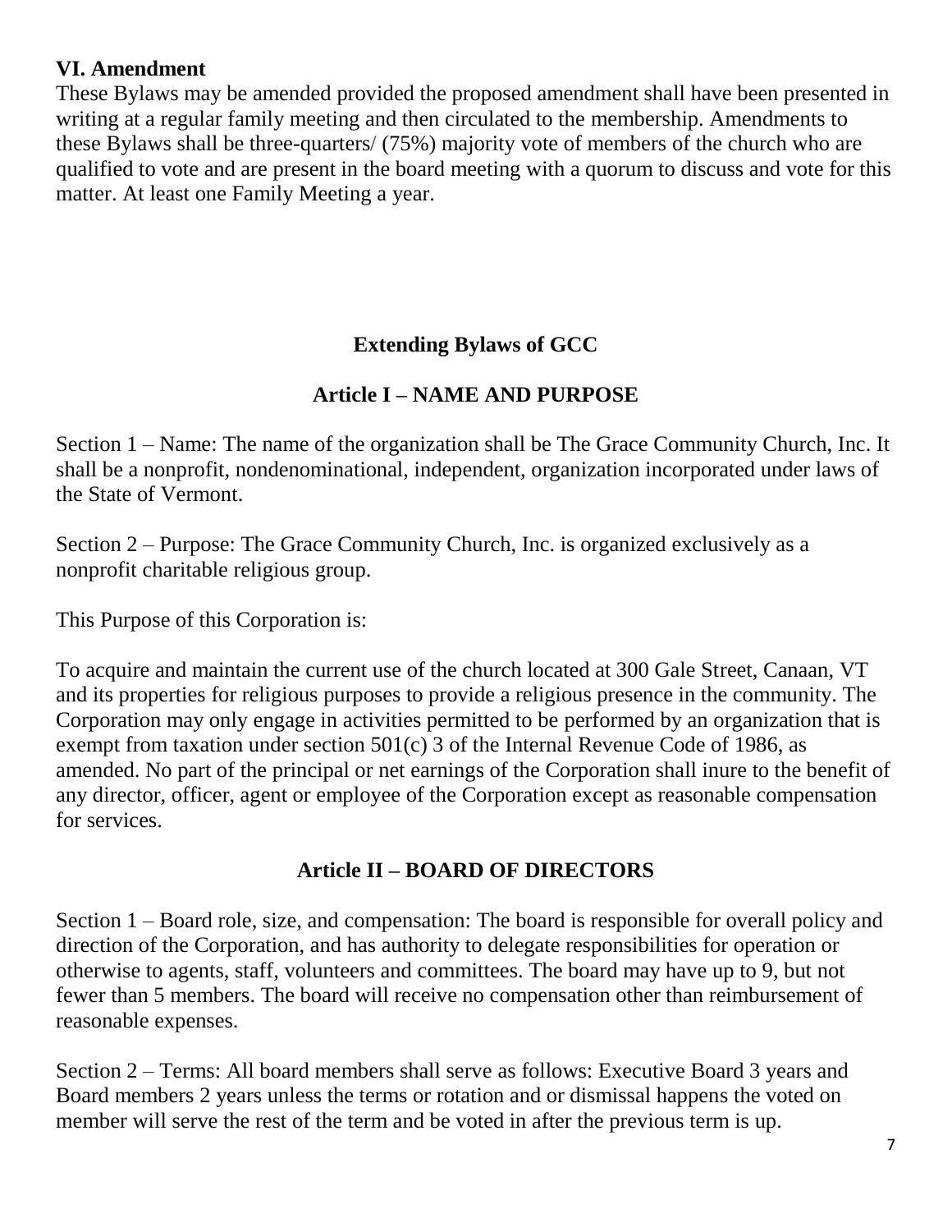## VI. Amendment

These Bylaws may be amended provided the proposed amendment shall have been presented in writing at a regular family meeting and then circulated to the membership. Amendments to these Bylaws shall be three-quarters/ (75%) majority vote of members of the church who are qualified to vote and are present in the board meeting with a quorum to discuss and vote for this matter. At least one Family Meeting a year.

# Extending Bylaws of GCC

## Article I – NAME AND PURPOSE

Section 1 – Name: The name of the organization shall be The Grace Community Church, Inc. It shall be a nonprofit, nondenominational, independent, organization incorporated under laws of the State of Vermont.

Section 2 – Purpose: The Grace Community Church, Inc. is organized exclusively as a nonprofit charitable religious group.

This Purpose of this Corporation is:

To acquire and maintain the current use of the church located at 300 Gale Street, Canaan, VT and its properties for religious purposes to provide a religious presence in the community. The Corporation may only engage in activities permitted to be performed by an organization that is exempt from taxation under section 501(c) 3 of the Internal Revenue Code of 1986, as amended. No part of the principal or net earnings of the Corporation shall inure to the benefit of any director, officer, agent or employee of the Corporation except as reasonable compensation for services.

## Article II – BOARD OF DIRECTORS

Section 1 – Board role, size, and compensation: The board is responsible for overall policy and direction of the Corporation, and has authority to delegate responsibilities for operation or otherwise to agents, staff, volunteers and committees. The board may have up to 9, but not fewer than 5 members. The board will receive no compensation other than reimbursement of reasonable expenses.

Section 2 – Terms: All board members shall serve as follows: Executive Board 3 years and Board members 2 years unless the terms or rotation and or dismissal happens the voted on member will serve the rest of the term and be voted in after the previous term is up.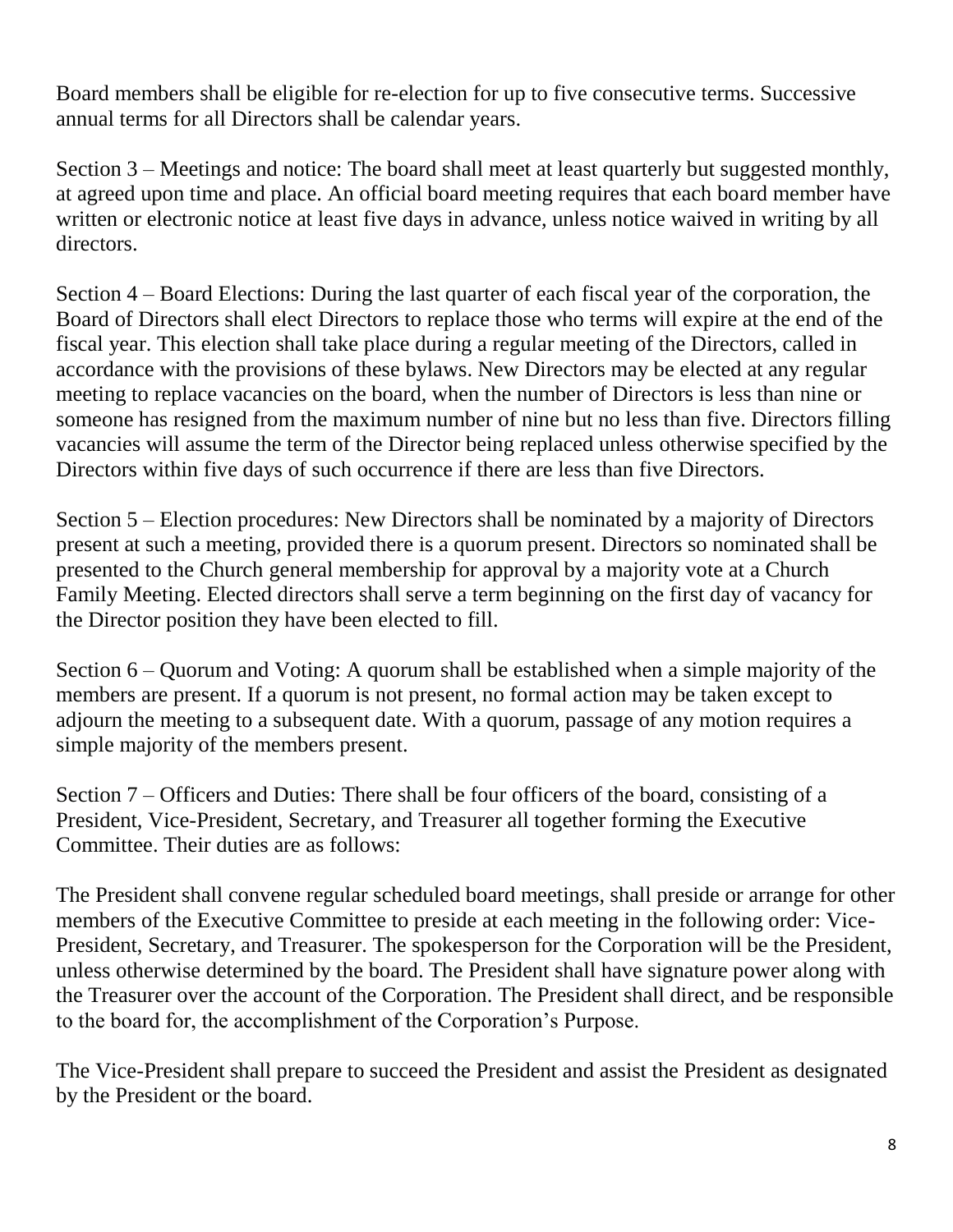Board members shall be eligible for re-election for up to five consecutive terms. Successive annual terms for all Directors shall be calendar years.

Section 3 – Meetings and notice: The board shall meet at least quarterly but suggested monthly, at agreed upon time and place. An official board meeting requires that each board member have written or electronic notice at least five days in advance, unless notice waived in writing by all directors.

Section 4 – Board Elections: During the last quarter of each fiscal year of the corporation, the Board of Directors shall elect Directors to replace those who terms will expire at the end of the fiscal year. This election shall take place during a regular meeting of the Directors, called in accordance with the provisions of these bylaws. New Directors may be elected at any regular meeting to replace vacancies on the board, when the number of Directors is less than nine or someone has resigned from the maximum number of nine but no less than five. Directors filling vacancies will assume the term of the Director being replaced unless otherwise specified by the Directors within five days of such occurrence if there are less than five Directors.

Section 5 – Election procedures: New Directors shall be nominated by a majority of Directors present at such a meeting, provided there is a quorum present. Directors so nominated shall be presented to the Church general membership for approval by a majority vote at a Church Family Meeting. Elected directors shall serve a term beginning on the first day of vacancy for the Director position they have been elected to fill.

Section 6 – Quorum and Voting: A quorum shall be established when a simple majority of the members are present. If a quorum is not present, no formal action may be taken except to adjourn the meeting to a subsequent date. With a quorum, passage of any motion requires a simple majority of the members present.

Section 7 – Officers and Duties: There shall be four officers of the board, consisting of a President, Vice-President, Secretary, and Treasurer all together forming the Executive Committee. Their duties are as follows:

The President shall convene regular scheduled board meetings, shall preside or arrange for other members of the Executive Committee to preside at each meeting in the following order: Vice-President, Secretary, and Treasurer. The spokesperson for the Corporation will be the President, unless otherwise determined by the board. The President shall have signature power along with the Treasurer over the account of the Corporation. The President shall direct, and be responsible to the board for, the accomplishment of the Corporation's Purpose.

The Vice-President shall prepare to succeed the President and assist the President as designated by the President or the board.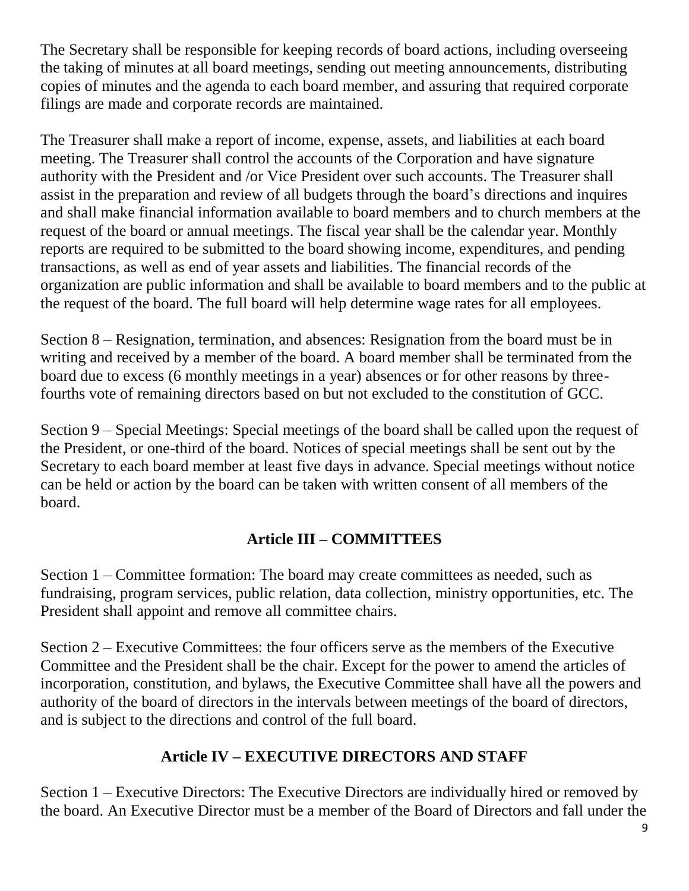The Secretary shall be responsible for keeping records of board actions, including overseeing the taking of minutes at all board meetings, sending out meeting announcements, distributing copies of minutes and the agenda to each board member, and assuring that required corporate filings are made and corporate records are maintained.

The Treasurer shall make a report of income, expense, assets, and liabilities at each board meeting. The Treasurer shall control the accounts of the Corporation and have signature authority with the President and /or Vice President over such accounts. The Treasurer shall assist in the preparation and review of all budgets through the board's directions and inquires and shall make financial information available to board members and to church members at the request of the board or annual meetings. The fiscal year shall be the calendar year. Monthly reports are required to be submitted to the board showing income, expenditures, and pending transactions, as well as end of year assets and liabilities. The financial records of the organization are public information and shall be available to board members and to the public at the request of the board. The full board will help determine wage rates for all employees.

Section 8 – Resignation, termination, and absences: Resignation from the board must be in writing and received by a member of the board. A board member shall be terminated from the board due to excess (6 monthly meetings in a year) absences or for other reasons by three-fourths vote of remaining directors based on but not excluded to the constitution of GCC.

Section 9 – Special Meetings: Special meetings of the board shall be called upon the request of the President, or one-third of the board. Notices of special meetings shall be sent out by the Secretary to each board member at least five days in advance. Special meetings without notice can be held or action by the board can be taken with written consent of all members of the board.

## Article III – COMMITTEES

Section 1 – Committee formation: The board may create committees as needed, such as fundraising, program services, public relation, data collection, ministry opportunities, etc. The President shall appoint and remove all committee chairs.

Section 2 – Executive Committees: the four officers serve as the members of the Executive Committee and the President shall be the chair. Except for the power to amend the articles of incorporation, constitution, and bylaws, the Executive Committee shall have all the powers and authority of the board of directors in the intervals between meetings of the board of directors, and is subject to the directions and control of the full board.

## Article IV – EXECUTIVE DIRECTORS AND STAFF

Section 1 – Executive Directors: The Executive Directors are individually hired or removed by the board. An Executive Director must be a member of the Board of Directors and fall under the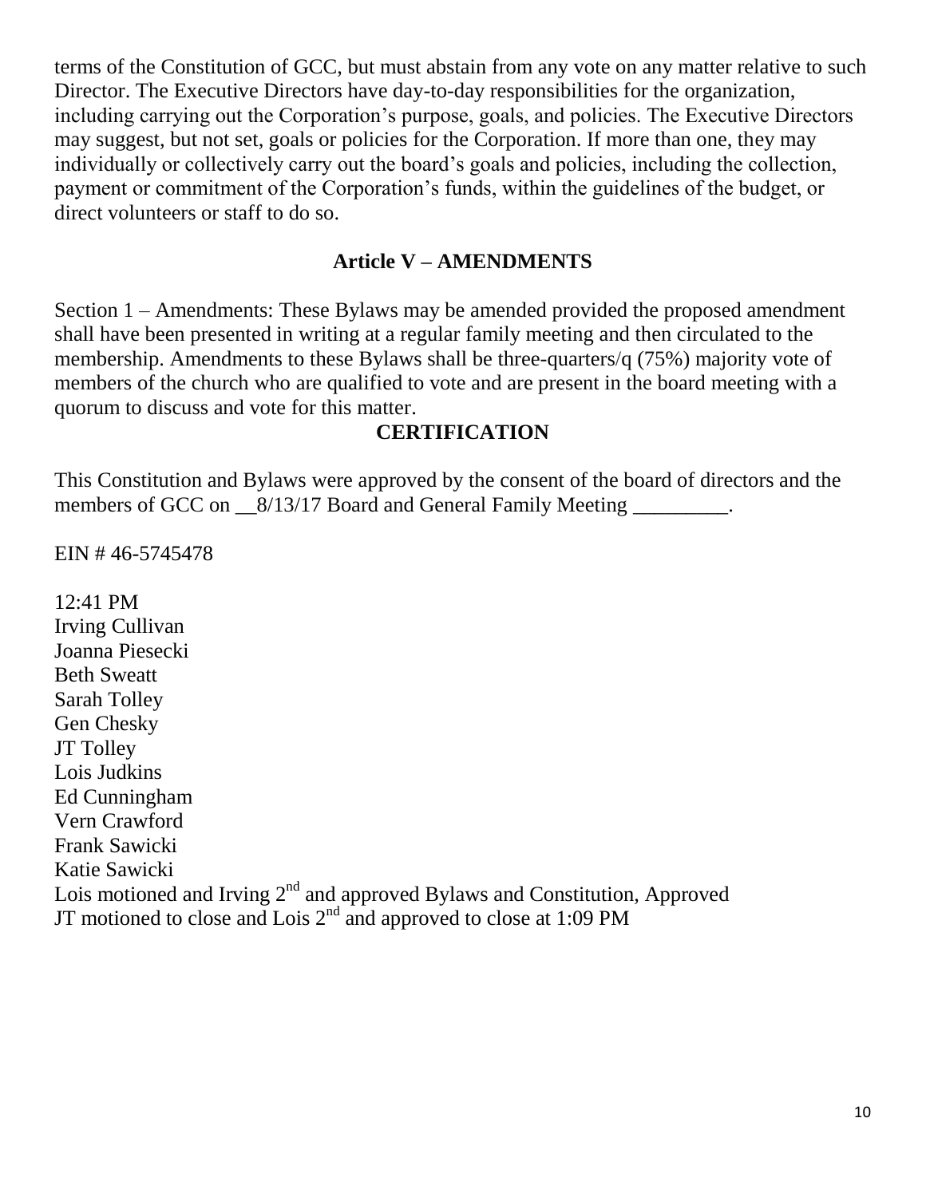terms of the Constitution of GCC, but must abstain from any vote on any matter relative to such Director. The Executive Directors have day-to-day responsibilities for the organization, including carrying out the Corporation's purpose, goals, and policies. The Executive Directors may suggest, but not set, goals or policies for the Corporation. If more than one, they may individually or collectively carry out the board's goals and policies, including the collection, payment or commitment of the Corporation's funds, within the guidelines of the budget, or direct volunteers or staff to do so.

## Article V – AMENDMENTS

Section 1 – Amendments: These Bylaws may be amended provided the proposed amendment shall have been presented in writing at a regular family meeting and then circulated to the membership. Amendments to these Bylaws shall be three-quarters/q (75%) majority vote of members of the church who are qualified to vote and are present in the board meeting with a quorum to discuss and vote for this matter.

## CERTIFICATION

This Constitution and Bylaws were approved by the consent of the board of directors and the members of GCC on __8/13/17 Board and General Family Meeting _________.

EIN # 46-5745478

12:41 PM
Irving Cullivan
Joanna Piesecki
Beth Sweatt
Sarah Tolley
Gen Chesky
JT Tolley
Lois Judkins
Ed Cunningham
Vern Crawford
Frank Sawicki
Katie Sawicki
Lois motioned and Irving 2nd and approved Bylaws and Constitution, Approved
JT motioned to close and Lois 2nd and approved to close at 1:09 PM